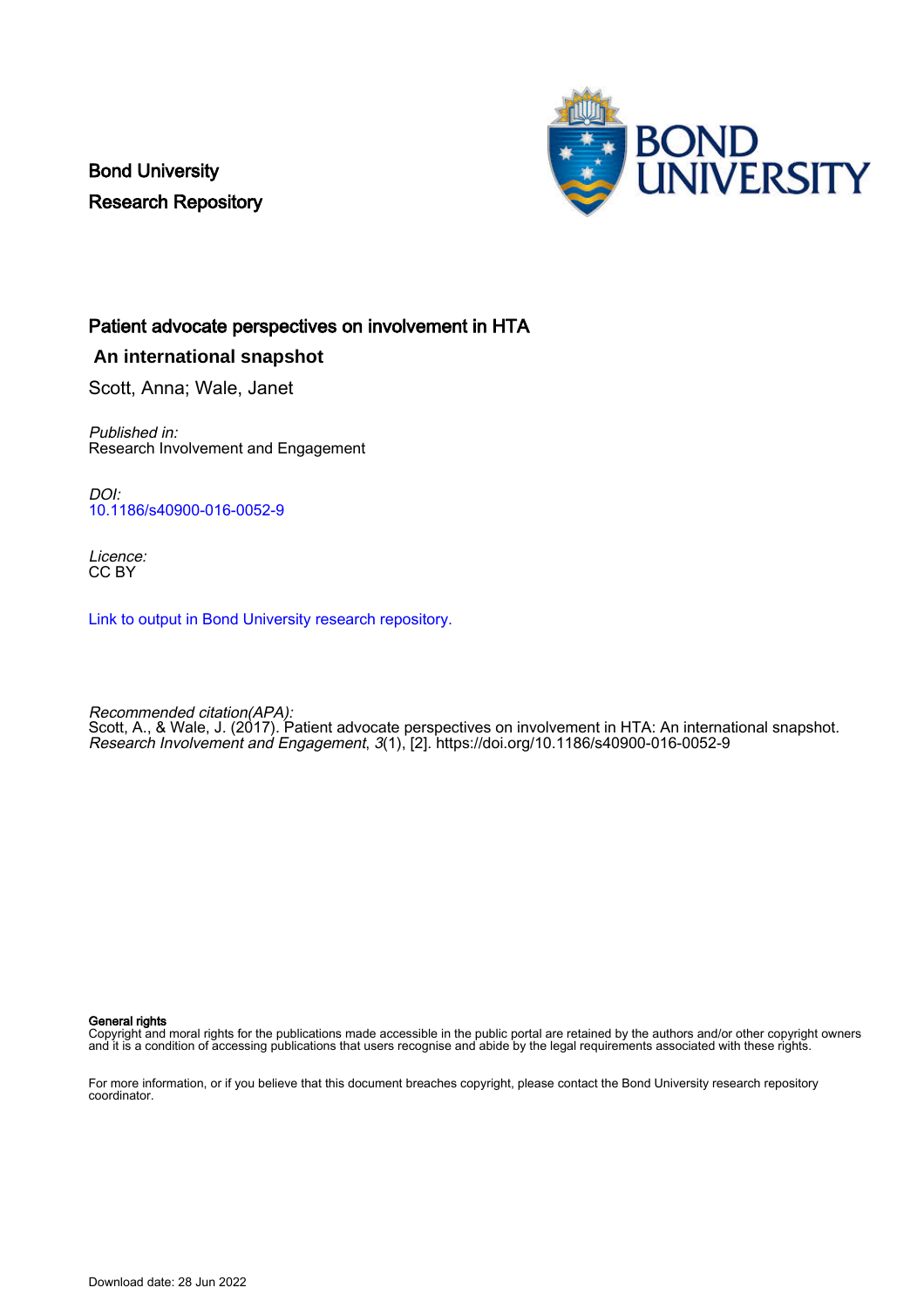Bond University
Research Repository

# Patient advocate perspectives on involvement in HTA

## An international snapshot

Scott, Anna; Wale, Janet

*Published in:*
Research Involvement and Engagement

*DOI:*
10.1186/s40900-016-0052-9

*Licence:*
CC BY

Link to output in Bond University research repository.

*Recommended citation(APA):*
Scott, A., & Wale, J. (2017). Patient advocate perspectives on involvement in HTA: An international snapshot. *Research Involvement and Engagement*, *3*(1), [2]. https://doi.org/10.1186/s40900-016-0052-9

**General rights**
Copyright and moral rights for the publications made accessible in the public portal are retained by the authors and/or other copyright owners and it is a condition of accessing publications that users recognise and abide by the legal requirements associated with these rights.

For more information, or if you believe that this document breaches copyright, please contact the Bond University research repository coordinator.

Download date: 28 Jun 2022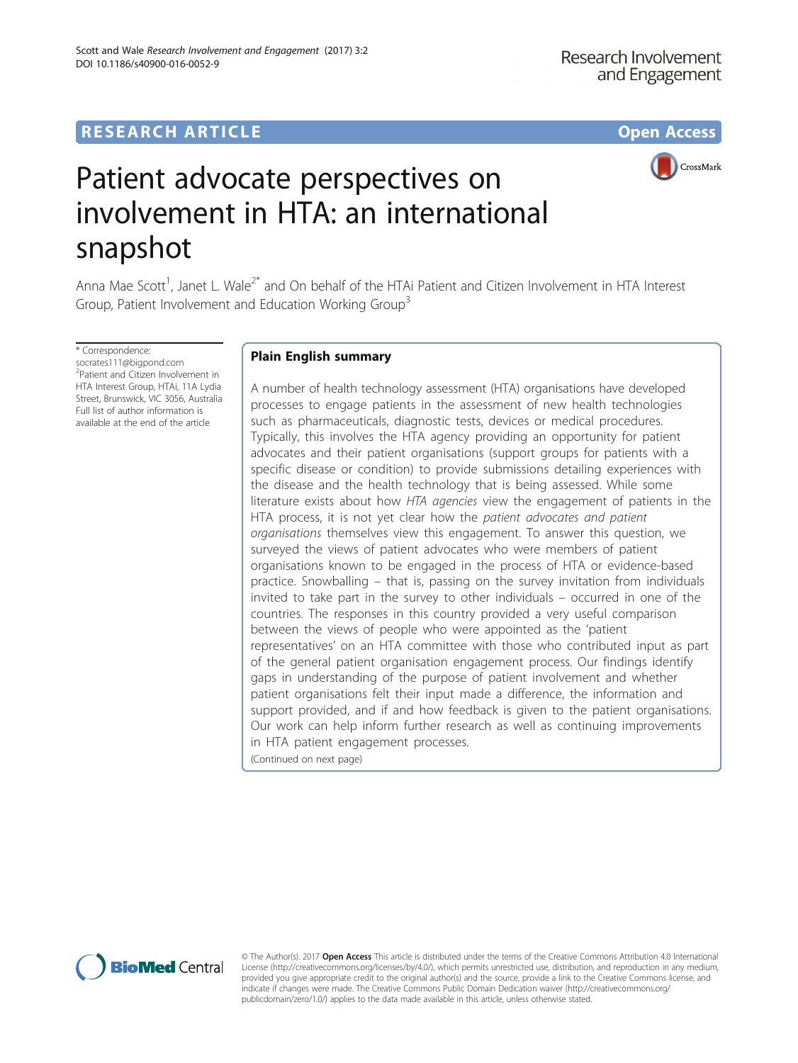# Patient advocate perspectives on involvement in HTA: an international snapshot

Anna Mae Scott[1], Janet L. Wale[2*] and On behalf of the HTAi Patient and Citizen Involvement in HTA Interest Group, Patient Involvement and Education Working Group[3]

\* Correspondence: socrates111@bigpond.com
[2]Patient and Citizen Involvement in HTA Interest Group, HTAi, 11A Lydia Street, Brunswick, VIC 3056, Australia
Full list of author information is available at the end of the article

## Plain English summary

A number of health technology assessment (HTA) organisations have developed processes to engage patients in the assessment of new health technologies such as pharmaceuticals, diagnostic tests, devices or medical procedures. Typically, this involves the HTA agency providing an opportunity for patient advocates and their patient organisations (support groups for patients with a specific disease or condition) to provide submissions detailing experiences with the disease and the health technology that is being assessed. While some literature exists about how *HTA agencies* view the engagement of patients in the HTA process, it is not yet clear how the *patient advocates and patient organisations* themselves view this engagement. To answer this question, we surveyed the views of patient advocates who were members of patient organisations known to be engaged in the process of HTA or evidence-based practice. Snowballing – that is, passing on the survey invitation from individuals invited to take part in the survey to other individuals – occurred in one of the countries. The responses in this country provided a very useful comparison between the views of people who were appointed as the 'patient representatives' on an HTA committee with those who contributed input as part of the general patient organisation engagement process. Our findings identify gaps in understanding of the purpose of patient involvement and whether patient organisations felt their input made a difference, the information and support provided, and if and how feedback is given to the patient organisations. Our work can help inform further research as well as continuing improvements in HTA patient engagement processes.

(Continued on next page)

© The Author(s). 2017 **Open Access** This article is distributed under the terms of the Creative Commons Attribution 4.0 International License (http://creativecommons.org/licenses/by/4.0/), which permits unrestricted use, distribution, and reproduction in any medium, provided you give appropriate credit to the original author(s) and the source, provide a link to the Creative Commons license, and indicate if changes were made. The Creative Commons Public Domain Dedication waiver (http://creativecommons.org/publicdomain/zero/1.0/) applies to the data made available in this article, unless otherwise stated.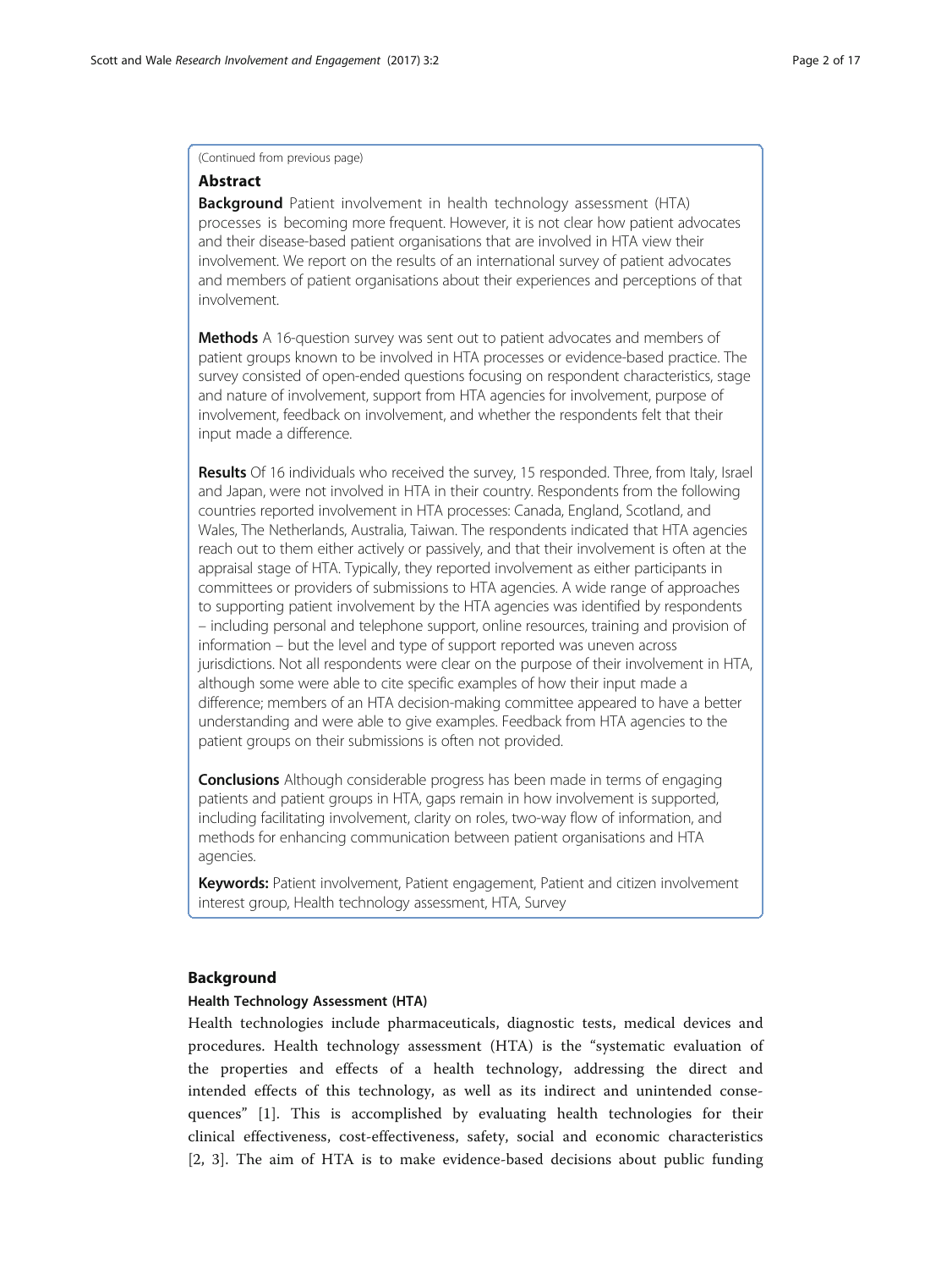(Continued from previous page)

## Abstract

**Background** Patient involvement in health technology assessment (HTA) processes is becoming more frequent. However, it is not clear how patient advocates and their disease-based patient organisations that are involved in HTA view their involvement. We report on the results of an international survey of patient advocates and members of patient organisations about their experiences and perceptions of that involvement.

**Methods** A 16-question survey was sent out to patient advocates and members of patient groups known to be involved in HTA processes or evidence-based practice. The survey consisted of open-ended questions focusing on respondent characteristics, stage and nature of involvement, support from HTA agencies for involvement, purpose of involvement, feedback on involvement, and whether the respondents felt that their input made a difference.

**Results** Of 16 individuals who received the survey, 15 responded. Three, from Italy, Israel and Japan, were not involved in HTA in their country. Respondents from the following countries reported involvement in HTA processes: Canada, England, Scotland, and Wales, The Netherlands, Australia, Taiwan. The respondents indicated that HTA agencies reach out to them either actively or passively, and that their involvement is often at the appraisal stage of HTA. Typically, they reported involvement as either participants in committees or providers of submissions to HTA agencies. A wide range of approaches to supporting patient involvement by the HTA agencies was identified by respondents – including personal and telephone support, online resources, training and provision of information – but the level and type of support reported was uneven across jurisdictions. Not all respondents were clear on the purpose of their involvement in HTA, although some were able to cite specific examples of how their input made a difference; members of an HTA decision-making committee appeared to have a better understanding and were able to give examples. Feedback from HTA agencies to the patient groups on their submissions is often not provided.

**Conclusions** Although considerable progress has been made in terms of engaging patients and patient groups in HTA, gaps remain in how involvement is supported, including facilitating involvement, clarity on roles, two-way flow of information, and methods for enhancing communication between patient organisations and HTA agencies.

**Keywords:** Patient involvement, Patient engagement, Patient and citizen involvement interest group, Health technology assessment, HTA, Survey

## Background

### Health Technology Assessment (HTA)

Health technologies include pharmaceuticals, diagnostic tests, medical devices and procedures. Health technology assessment (HTA) is the "systematic evaluation of the properties and effects of a health technology, addressing the direct and intended effects of this technology, as well as its indirect and unintended consequences" [1]. This is accomplished by evaluating health technologies for their clinical effectiveness, cost-effectiveness, safety, social and economic characteristics [2, 3]. The aim of HTA is to make evidence-based decisions about public funding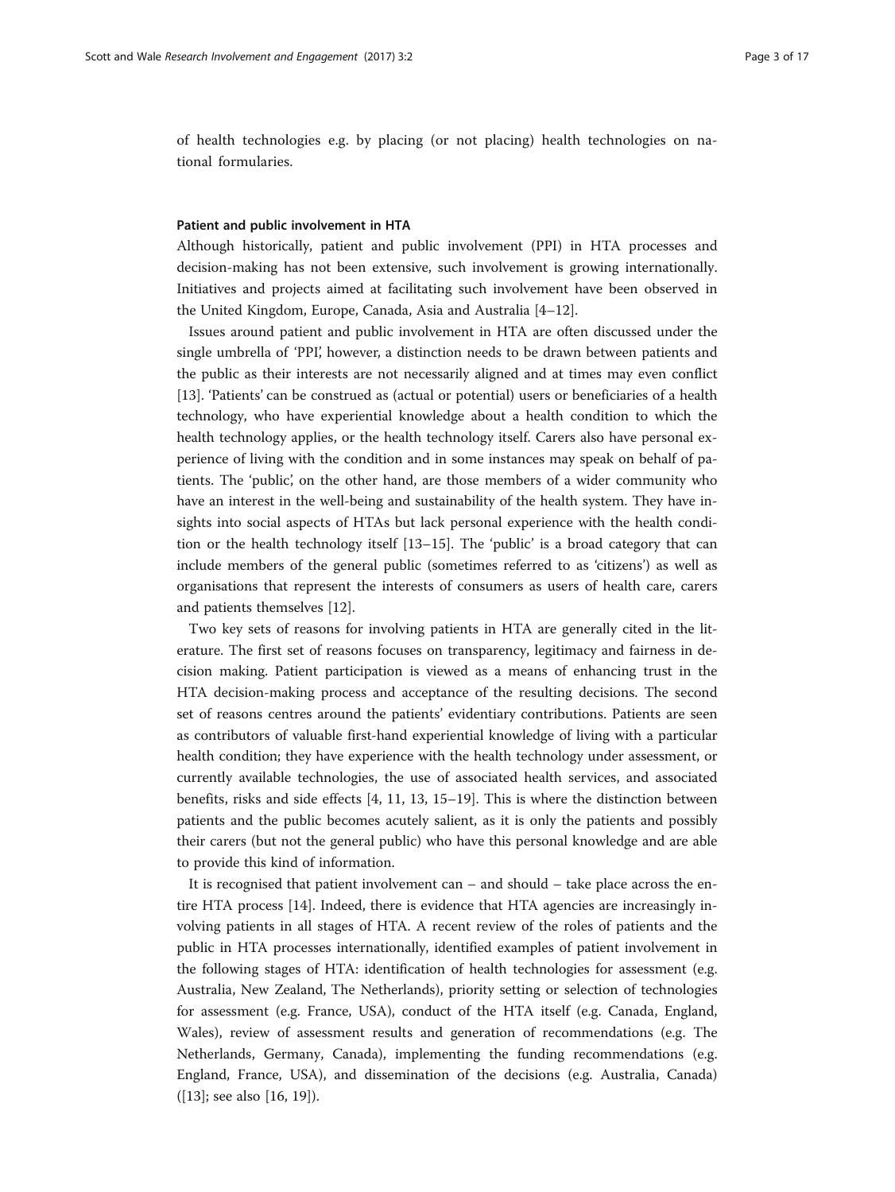of health technologies e.g. by placing (or not placing) health technologies on national formularies.

### Patient and public involvement in HTA

Although historically, patient and public involvement (PPI) in HTA processes and decision-making has not been extensive, such involvement is growing internationally. Initiatives and projects aimed at facilitating such involvement have been observed in the United Kingdom, Europe, Canada, Asia and Australia [4–12].

Issues around patient and public involvement in HTA are often discussed under the single umbrella of 'PPI', however, a distinction needs to be drawn between patients and the public as their interests are not necessarily aligned and at times may even conflict [13]. 'Patients' can be construed as (actual or potential) users or beneficiaries of a health technology, who have experiential knowledge about a health condition to which the health technology applies, or the health technology itself. Carers also have personal experience of living with the condition and in some instances may speak on behalf of patients. The 'public', on the other hand, are those members of a wider community who have an interest in the well-being and sustainability of the health system. They have insights into social aspects of HTAs but lack personal experience with the health condition or the health technology itself [13–15]. The 'public' is a broad category that can include members of the general public (sometimes referred to as 'citizens') as well as organisations that represent the interests of consumers as users of health care, carers and patients themselves [12].

Two key sets of reasons for involving patients in HTA are generally cited in the literature. The first set of reasons focuses on transparency, legitimacy and fairness in decision making. Patient participation is viewed as a means of enhancing trust in the HTA decision-making process and acceptance of the resulting decisions. The second set of reasons centres around the patients' evidentiary contributions. Patients are seen as contributors of valuable first-hand experiential knowledge of living with a particular health condition; they have experience with the health technology under assessment, or currently available technologies, the use of associated health services, and associated benefits, risks and side effects [4, 11, 13, 15–19]. This is where the distinction between patients and the public becomes acutely salient, as it is only the patients and possibly their carers (but not the general public) who have this personal knowledge and are able to provide this kind of information.

It is recognised that patient involvement can – and should – take place across the entire HTA process [14]. Indeed, there is evidence that HTA agencies are increasingly involving patients in all stages of HTA. A recent review of the roles of patients and the public in HTA processes internationally, identified examples of patient involvement in the following stages of HTA: identification of health technologies for assessment (e.g. Australia, New Zealand, The Netherlands), priority setting or selection of technologies for assessment (e.g. France, USA), conduct of the HTA itself (e.g. Canada, England, Wales), review of assessment results and generation of recommendations (e.g. The Netherlands, Germany, Canada), implementing the funding recommendations (e.g. England, France, USA), and dissemination of the decisions (e.g. Australia, Canada) ([13]; see also [16, 19]).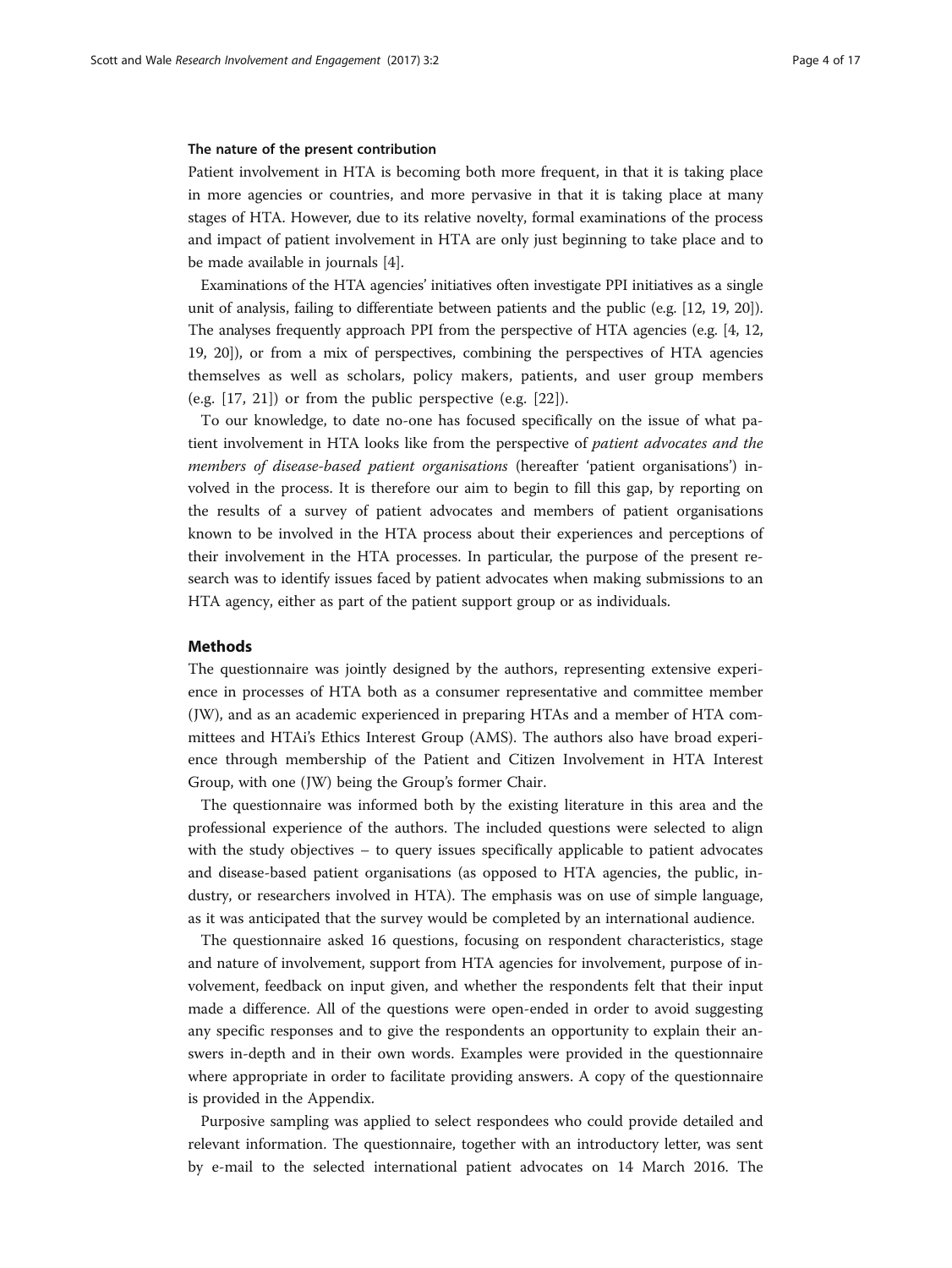### The nature of the present contribution

Patient involvement in HTA is becoming both more frequent, in that it is taking place in more agencies or countries, and more pervasive in that it is taking place at many stages of HTA. However, due to its relative novelty, formal examinations of the process and impact of patient involvement in HTA are only just beginning to take place and to be made available in journals [4].

Examinations of the HTA agencies' initiatives often investigate PPI initiatives as a single unit of analysis, failing to differentiate between patients and the public (e.g. [12, 19, 20]). The analyses frequently approach PPI from the perspective of HTA agencies (e.g. [4, 12, 19, 20]), or from a mix of perspectives, combining the perspectives of HTA agencies themselves as well as scholars, policy makers, patients, and user group members (e.g. [17, 21]) or from the public perspective (e.g. [22]).

To our knowledge, to date no-one has focused specifically on the issue of what patient involvement in HTA looks like from the perspective of *patient advocates and the members of disease-based patient organisations* (hereafter 'patient organisations') involved in the process. It is therefore our aim to begin to fill this gap, by reporting on the results of a survey of patient advocates and members of patient organisations known to be involved in the HTA process about their experiences and perceptions of their involvement in the HTA processes. In particular, the purpose of the present research was to identify issues faced by patient advocates when making submissions to an HTA agency, either as part of the patient support group or as individuals.

## Methods

The questionnaire was jointly designed by the authors, representing extensive experience in processes of HTA both as a consumer representative and committee member (JW), and as an academic experienced in preparing HTAs and a member of HTA committees and HTAi's Ethics Interest Group (AMS). The authors also have broad experience through membership of the Patient and Citizen Involvement in HTA Interest Group, with one (JW) being the Group's former Chair.

The questionnaire was informed both by the existing literature in this area and the professional experience of the authors. The included questions were selected to align with the study objectives – to query issues specifically applicable to patient advocates and disease-based patient organisations (as opposed to HTA agencies, the public, industry, or researchers involved in HTA). The emphasis was on use of simple language, as it was anticipated that the survey would be completed by an international audience.

The questionnaire asked 16 questions, focusing on respondent characteristics, stage and nature of involvement, support from HTA agencies for involvement, purpose of involvement, feedback on input given, and whether the respondents felt that their input made a difference. All of the questions were open-ended in order to avoid suggesting any specific responses and to give the respondents an opportunity to explain their answers in-depth and in their own words. Examples were provided in the questionnaire where appropriate in order to facilitate providing answers. A copy of the questionnaire is provided in the Appendix.

Purposive sampling was applied to select respondees who could provide detailed and relevant information. The questionnaire, together with an introductory letter, was sent by e-mail to the selected international patient advocates on 14 March 2016. The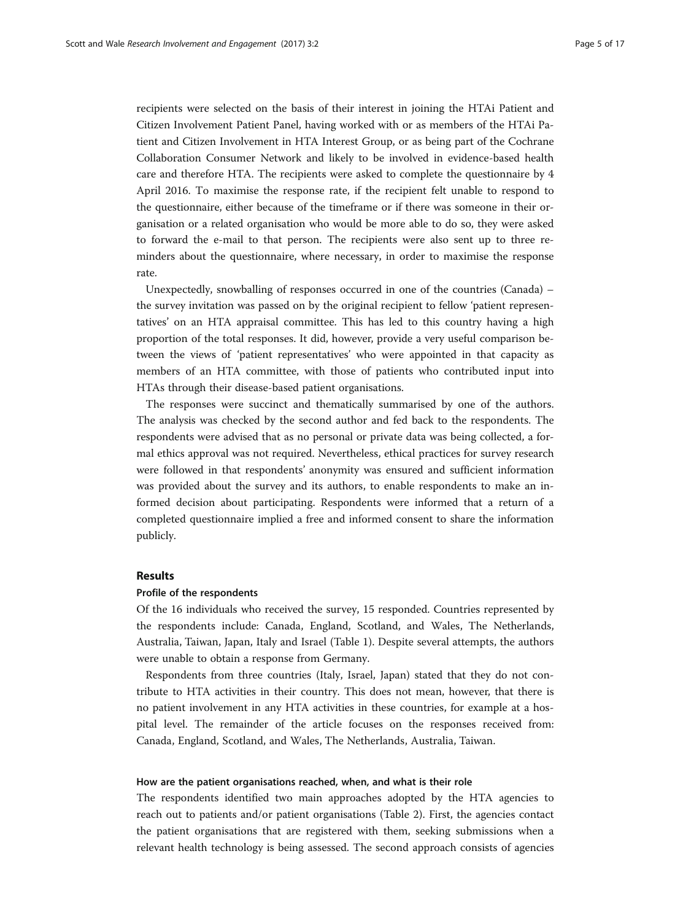recipients were selected on the basis of their interest in joining the HTAi Patient and Citizen Involvement Patient Panel, having worked with or as members of the HTAi Patient and Citizen Involvement in HTA Interest Group, or as being part of the Cochrane Collaboration Consumer Network and likely to be involved in evidence-based health care and therefore HTA. The recipients were asked to complete the questionnaire by 4 April 2016. To maximise the response rate, if the recipient felt unable to respond to the questionnaire, either because of the timeframe or if there was someone in their organisation or a related organisation who would be more able to do so, they were asked to forward the e-mail to that person. The recipients were also sent up to three reminders about the questionnaire, where necessary, in order to maximise the response rate.

Unexpectedly, snowballing of responses occurred in one of the countries (Canada) – the survey invitation was passed on by the original recipient to fellow 'patient representatives' on an HTA appraisal committee. This has led to this country having a high proportion of the total responses. It did, however, provide a very useful comparison between the views of 'patient representatives' who were appointed in that capacity as members of an HTA committee, with those of patients who contributed input into HTAs through their disease-based patient organisations.

The responses were succinct and thematically summarised by one of the authors. The analysis was checked by the second author and fed back to the respondents. The respondents were advised that as no personal or private data was being collected, a formal ethics approval was not required. Nevertheless, ethical practices for survey research were followed in that respondents' anonymity was ensured and sufficient information was provided about the survey and its authors, to enable respondents to make an informed decision about participating. Respondents were informed that a return of a completed questionnaire implied a free and informed consent to share the information publicly.

## Results

### Profile of the respondents

Of the 16 individuals who received the survey, 15 responded. Countries represented by the respondents include: Canada, England, Scotland, and Wales, The Netherlands, Australia, Taiwan, Japan, Italy and Israel (Table 1). Despite several attempts, the authors were unable to obtain a response from Germany.

Respondents from three countries (Italy, Israel, Japan) stated that they do not contribute to HTA activities in their country. This does not mean, however, that there is no patient involvement in any HTA activities in these countries, for example at a hospital level. The remainder of the article focuses on the responses received from: Canada, England, Scotland, and Wales, The Netherlands, Australia, Taiwan.

### How are the patient organisations reached, when, and what is their role

The respondents identified two main approaches adopted by the HTA agencies to reach out to patients and/or patient organisations (Table 2). First, the agencies contact the patient organisations that are registered with them, seeking submissions when a relevant health technology is being assessed. The second approach consists of agencies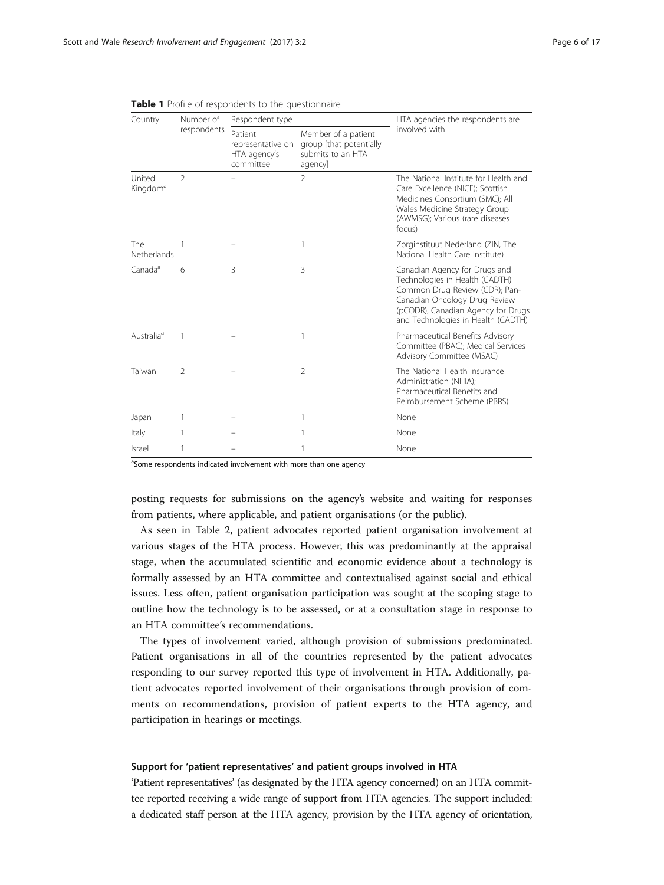**Table 1** Profile of respondents to the questionnaire

| Country | Number of respondents | Respondent type | | HTA agencies the respondents are involved with |
|---|---|---|---|---|
| | | Patient representative on HTA agency's committee | Member of a patient group [that potentially submits to an HTA agency] | |
| United Kingdom[a] | 2 | – | 2 | The National Institute for Health and Care Excellence (NICE); Scottish Medicines Consortium (SMC); All Wales Medicine Strategy Group (AWMSG); Various (rare diseases focus) |
| The Netherlands | 1 | – | 1 | Zorginstituut Nederland (ZIN, The National Health Care Institute) |
| Canada[a] | 6 | 3 | 3 | Canadian Agency for Drugs and Technologies in Health (CADTH) Common Drug Review (CDR); Pan-Canadian Oncology Drug Review (pCODR), Canadian Agency for Drugs and Technologies in Health (CADTH) |
| Australia[a] | 1 | – | 1 | Pharmaceutical Benefits Advisory Committee (PBAC); Medical Services Advisory Committee (MSAC) |
| Taiwan | 2 | – | 2 | The National Health Insurance Administration (NHIA); Pharmaceutical Benefits and Reimbursement Scheme (PBRS) |
| Japan | 1 | – | 1 | None |
| Italy | 1 | – | 1 | None |
| Israel | 1 | – | 1 | None |

[a]Some respondents indicated involvement with more than one agency

posting requests for submissions on the agency's website and waiting for responses from patients, where applicable, and patient organisations (or the public).

As seen in Table 2, patient advocates reported patient organisation involvement at various stages of the HTA process. However, this was predominantly at the appraisal stage, when the accumulated scientific and economic evidence about a technology is formally assessed by an HTA committee and contextualised against social and ethical issues. Less often, patient organisation participation was sought at the scoping stage to outline how the technology is to be assessed, or at a consultation stage in response to an HTA committee's recommendations.

The types of involvement varied, although provision of submissions predominated. Patient organisations in all of the countries represented by the patient advocates responding to our survey reported this type of involvement in HTA. Additionally, patient advocates reported involvement of their organisations through provision of comments on recommendations, provision of patient experts to the HTA agency, and participation in hearings or meetings.

### Support for 'patient representatives' and patient groups involved in HTA

'Patient representatives' (as designated by the HTA agency concerned) on an HTA committee reported receiving a wide range of support from HTA agencies. The support included: a dedicated staff person at the HTA agency, provision by the HTA agency of orientation,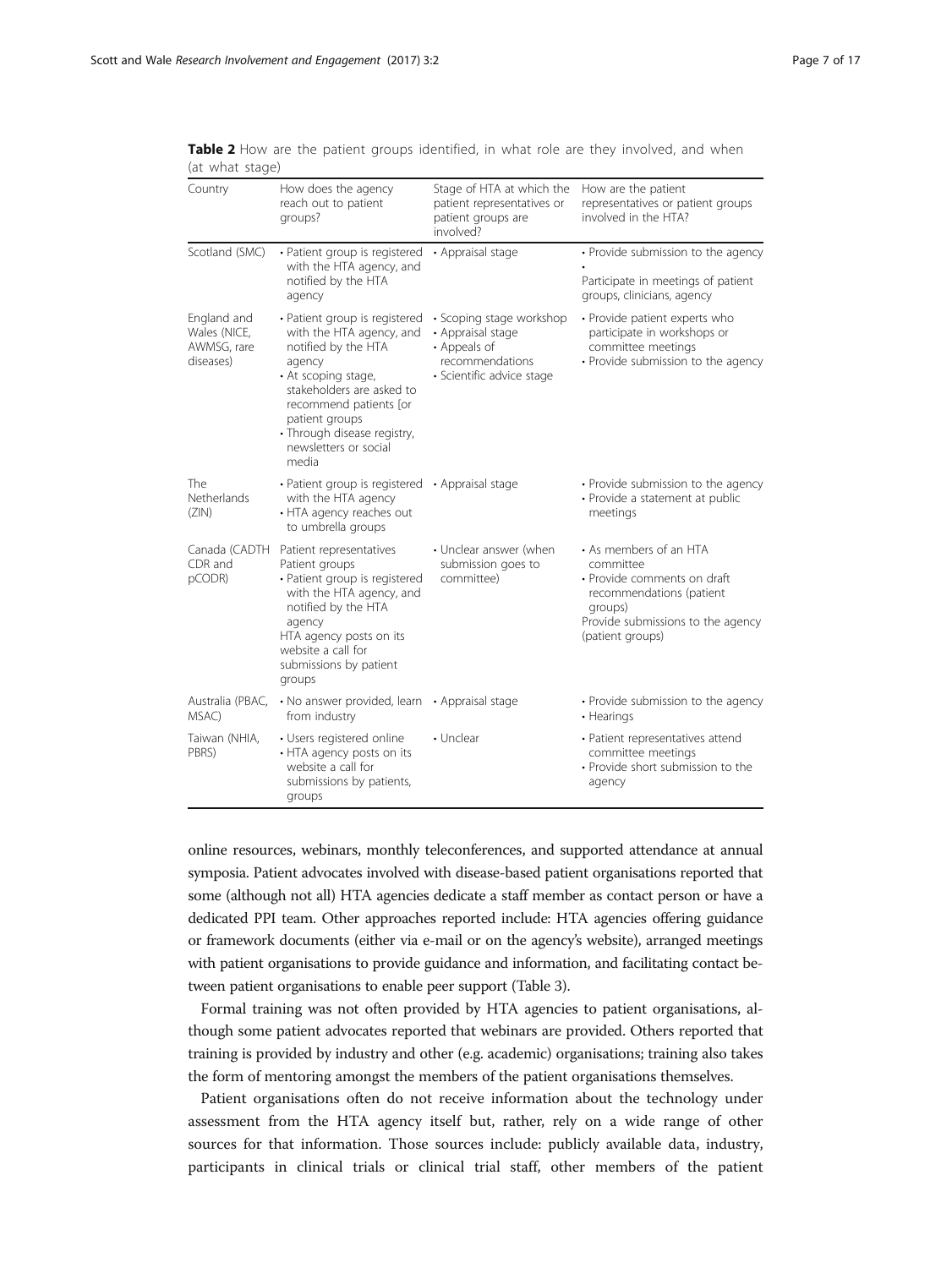**Table 2** How are the patient groups identified, in what role are they involved, and when (at what stage)

| Country | How does the agency reach out to patient groups? | Stage of HTA at which the patient representatives or patient groups are involved? | How are the patient representatives or patient groups involved in the HTA? |
|---|---|---|---|
| Scotland (SMC) | • Patient group is registered with the HTA agency, and notified by the HTA agency | • Appraisal stage | • Provide submission to the agency<br>•<br>Participate in meetings of patient groups, clinicians, agency |
| England and Wales (NICE, AWMSG, rare diseases) | • Patient group is registered with the HTA agency, and notified by the HTA agency<br>• At scoping stage, stakeholders are asked to recommend patients [or patient groups<br>• Through disease registry, newsletters or social media | • Scoping stage workshop<br>• Appraisal stage<br>• Appeals of recommendations<br>• Scientific advice stage | • Provide patient experts who participate in workshops or committee meetings<br>• Provide submission to the agency |
| The Netherlands (ZIN) | • Patient group is registered with the HTA agency<br>• HTA agency reaches out to umbrella groups | • Appraisal stage | • Provide submission to the agency<br>• Provide a statement at public meetings |
| Canada (CADTH CDR and pCODR) | Patient representatives<br>Patient groups<br>• Patient group is registered with the HTA agency, and notified by the HTA agency<br>HTA agency posts on its website a call for submissions by patient groups | • Unclear answer (when submission goes to committee) | • As members of an HTA committee<br>• Provide comments on draft recommendations (patient groups)<br>Provide submissions to the agency (patient groups) |
| Australia (PBAC, MSAC) | • No answer provided, learn from industry | • Appraisal stage | • Provide submission to the agency<br>• Hearings |
| Taiwan (NHIA, PBRS) | • Users registered online<br>• HTA agency posts on its website a call for submissions by patients, groups | • Unclear | • Patient representatives attend committee meetings<br>• Provide short submission to the agency |

online resources, webinars, monthly teleconferences, and supported attendance at annual symposia. Patient advocates involved with disease-based patient organisations reported that some (although not all) HTA agencies dedicate a staff member as contact person or have a dedicated PPI team. Other approaches reported include: HTA agencies offering guidance or framework documents (either via e-mail or on the agency's website), arranged meetings with patient organisations to provide guidance and information, and facilitating contact between patient organisations to enable peer support (Table 3).

Formal training was not often provided by HTA agencies to patient organisations, although some patient advocates reported that webinars are provided. Others reported that training is provided by industry and other (e.g. academic) organisations; training also takes the form of mentoring amongst the members of the patient organisations themselves.

Patient organisations often do not receive information about the technology under assessment from the HTA agency itself but, rather, rely on a wide range of other sources for that information. Those sources include: publicly available data, industry, participants in clinical trials or clinical trial staff, other members of the patient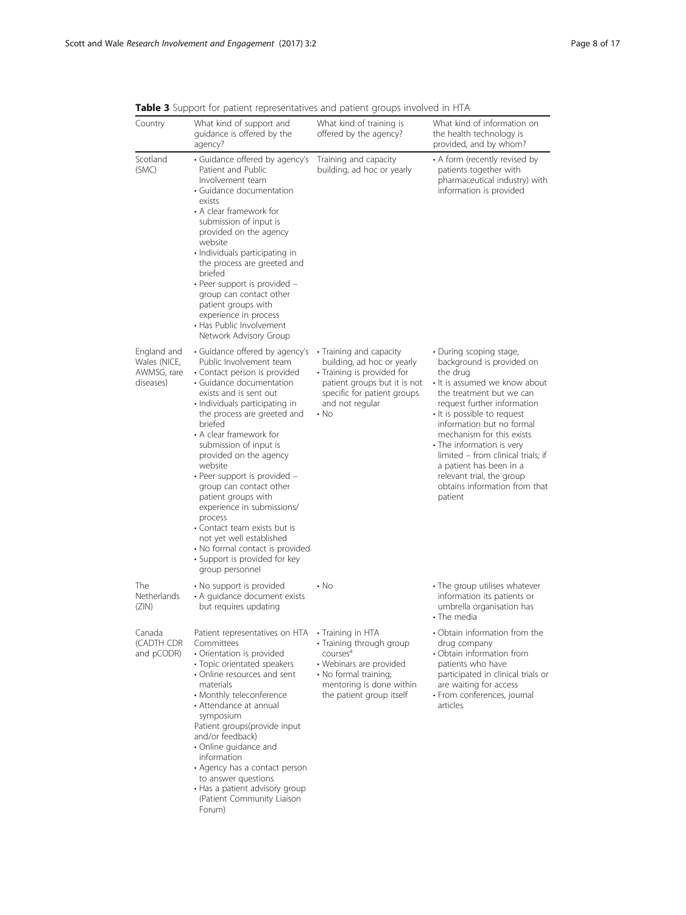**Table 3** Support for patient representatives and patient groups involved in HTA

| Country | What kind of support and guidance is offered by the agency? | What kind of training is offered by the agency? | What kind of information on the health technology is provided, and by whom? |
| --- | --- | --- | --- |
| Scotland (SMC) | • Guidance offered by agency's Patient and Public Involvement team<br>• Guidance documentation exists<br>• A clear framework for submission of input is provided on the agency website<br>• Individuals participating in the process are greeted and briefed<br>• Peer support is provided – group can contact other patient groups with experience in process<br>• Has Public Involvement Network Advisory Group | Training and capacity building, ad hoc or yearly | • A form (recently revised by patients together with pharmaceutical industry) with information is provided |
| England and Wales (NICE, AWMSG, rare diseases) | • Guidance offered by agency's Public Involvement team<br>• Contact person is provided<br>• Guidance documentation exists and is sent out<br>• Individuals participating in the process are greeted and briefed<br>• A clear framework for submission of input is provided on the agency website<br>• Peer support is provided – group can contact other patient groups with experience in submissions/ process<br>• Contact team exists but is not yet well established<br>• No formal contact is provided<br>• Support is provided for key group personnel | • Training and capacity building, ad hoc or yearly<br>• Training is provided for patient groups but it is not specific for patient groups and not regular<br>• No | • During scoping stage, background is provided on the drug<br>• It is assumed we know about the treatment but we can request further information<br>• It is possible to request information but no formal mechanism for this exists<br>• The information is very limited – from clinical trials; if a patient has been in a relevant trial, the group obtains information from that patient |
| The Netherlands (ZIN) | • No support is provided<br>• A guidance document exists but requires updating | • No | • The group utilises whatever information its patients or umbrella organisation has<br>• The media |
| Canada (CADTH CDR and pCODR) | Patient representatives on HTA Committees<br>• Orientation is provided<br>• Topic orientated speakers<br>• Online resources and sent materials<br>• Monthly teleconference<br>• Attendance at annual symposium<br>Patient groups(provide input and/or feedback)<br>• Online guidance and information<br>• Agency has a contact person to answer questions<br>• Has a patient advisory group (Patient Community Liaison Forum) | • Training in HTA<br>• Training through group courses[a]<br>• Webinars are provided<br>• No formal training; mentoring is done within the patient group itself | • Obtain information from the drug company<br>• Obtain information from patients who have participated in clinical trials or are waiting for access<br>• From conferences, journal articles |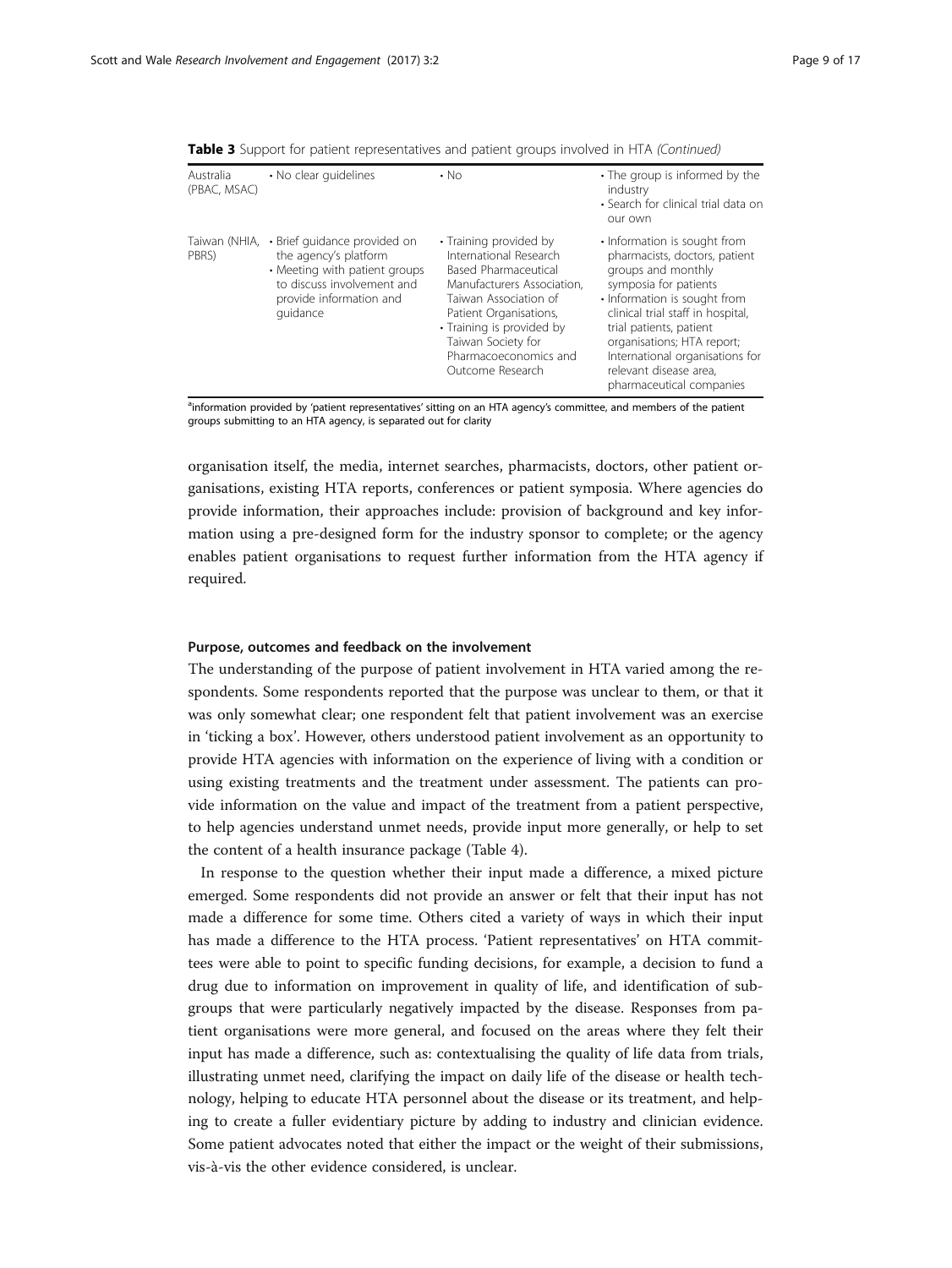**Table 3** Support for patient representatives and patient groups involved in HTA *(Continued)*

| | | | |
|---|---|---|---|
| Australia (PBAC, MSAC) | • No clear guidelines | • No | • The group is informed by the industry<br>• Search for clinical trial data on our own |
| Taiwan (NHIA, PBRS) | • Brief guidance provided on the agency's platform<br>• Meeting with patient groups to discuss involvement and provide information and guidance | • Training provided by International Research Based Pharmaceutical Manufacturers Association, Taiwan Association of Patient Organisations,<br>• Training is provided by Taiwan Society for Pharmacoeconomics and Outcome Research | • Information is sought from pharmacists, doctors, patient groups and monthly symposia for patients<br>• Information is sought from clinical trial staff in hospital, trial patients, patient organisations; HTA report; International organisations for relevant disease area, pharmaceutical companies |

[a]information provided by 'patient representatives' sitting on an HTA agency's committee, and members of the patient groups submitting to an HTA agency, is separated out for clarity

organisation itself, the media, internet searches, pharmacists, doctors, other patient organisations, existing HTA reports, conferences or patient symposia. Where agencies do provide information, their approaches include: provision of background and key information using a pre-designed form for the industry sponsor to complete; or the agency enables patient organisations to request further information from the HTA agency if required.

#### Purpose, outcomes and feedback on the involvement

The understanding of the purpose of patient involvement in HTA varied among the respondents. Some respondents reported that the purpose was unclear to them, or that it was only somewhat clear; one respondent felt that patient involvement was an exercise in 'ticking a box'. However, others understood patient involvement as an opportunity to provide HTA agencies with information on the experience of living with a condition or using existing treatments and the treatment under assessment. The patients can provide information on the value and impact of the treatment from a patient perspective, to help agencies understand unmet needs, provide input more generally, or help to set the content of a health insurance package (Table 4).

In response to the question whether their input made a difference, a mixed picture emerged. Some respondents did not provide an answer or felt that their input has not made a difference for some time. Others cited a variety of ways in which their input has made a difference to the HTA process. 'Patient representatives' on HTA committees were able to point to specific funding decisions, for example, a decision to fund a drug due to information on improvement in quality of life, and identification of subgroups that were particularly negatively impacted by the disease. Responses from patient organisations were more general, and focused on the areas where they felt their input has made a difference, such as: contextualising the quality of life data from trials, illustrating unmet need, clarifying the impact on daily life of the disease or health technology, helping to educate HTA personnel about the disease or its treatment, and helping to create a fuller evidentiary picture by adding to industry and clinician evidence. Some patient advocates noted that either the impact or the weight of their submissions, vis-à-vis the other evidence considered, is unclear.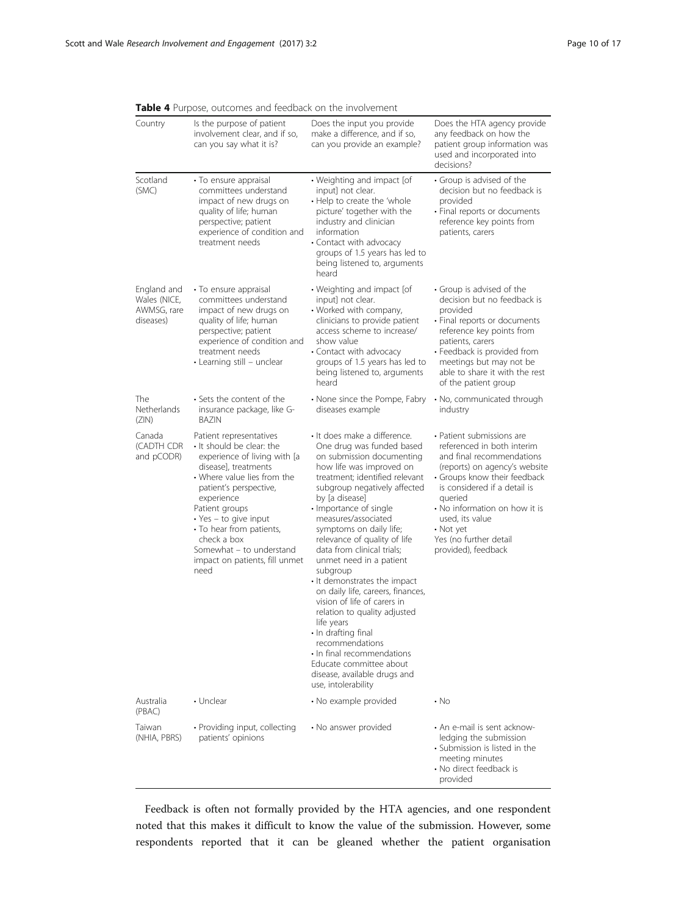**Table 4** Purpose, outcomes and feedback on the involvement

| Country | Is the purpose of patient involvement clear, and if so, can you say what it is? | Does the input you provide make a difference, and if so, can you provide an example? | Does the HTA agency provide any feedback on how the patient group information was used and incorporated into decisions? |
| --- | --- | --- | --- |
| Scotland (SMC) | • To ensure appraisal committees understand impact of new drugs on quality of life; human perspective; patient experience of condition and treatment needs | • Weighting and impact [of input] not clear.<br>• Help to create the 'whole picture' together with the industry and clinician information<br>• Contact with advocacy groups of 1.5 years has led to being listened to, arguments heard | • Group is advised of the decision but no feedback is provided<br>• Final reports or documents reference key points from patients, carers |
| England and Wales (NICE, AWMSG, rare diseases) | • To ensure appraisal committees understand impact of new drugs on quality of life; human perspective; patient experience of condition and treatment needs<br>• Learning still – unclear | • Weighting and impact [of input] not clear.<br>• Worked with company, clinicians to provide patient access scheme to increase/show value<br>• Contact with advocacy groups of 1.5 years has led to being listened to, arguments heard | • Group is advised of the decision but no feedback is provided<br>• Final reports or documents reference key points from patients, carers<br>• Feedback is provided from meetings but may not be able to share it with the rest of the patient group |
| The Netherlands (ZIN) | • Sets the content of the insurance package, like G-BAZIN | • None since the Pompe, Fabry diseases example | • No, communicated through industry |
| Canada (CADTH CDR and pCODR) | Patient representatives<br>• It should be clear: the experience of living with [a disease], treatments<br>• Where value lies from the patient's perspective, experience<br>Patient groups<br>• Yes – to give input<br>• To hear from patients, check a box<br>Somewhat – to understand impact on patients, fill unmet need | • It does make a difference. One drug was funded based on submission documenting how life was improved on treatment; identified relevant subgroup negatively affected by [a disease]<br>• Importance of single measures/associated symptoms on daily life; relevance of quality of life data from clinical trials; unmet need in a patient subgroup<br>• It demonstrates the impact on daily life, careers, finances, vision of life of carers in relation to quality adjusted life years<br>• In drafting final recommendations<br>• In final recommendations<br>Educate committee about disease, available drugs and use, intolerability | • Patient submissions are referenced in both interim and final recommendations (reports) on agency's website<br>• Groups know their feedback is considered if a detail is queried<br>• No information on how it is used, its value<br>• Not yet<br>Yes (no further detail provided), feedback |
| Australia (PBAC) | • Unclear | • No example provided | • No |
| Taiwan (NHIA, PBRS) | • Providing input, collecting patients' opinions | • No answer provided | • An e-mail is sent acknowledging the submission<br>• Submission is listed in the meeting minutes<br>• No direct feedback is provided |

Feedback is often not formally provided by the HTA agencies, and one respondent noted that this makes it difficult to know the value of the submission. However, some respondents reported that it can be gleaned whether the patient organisation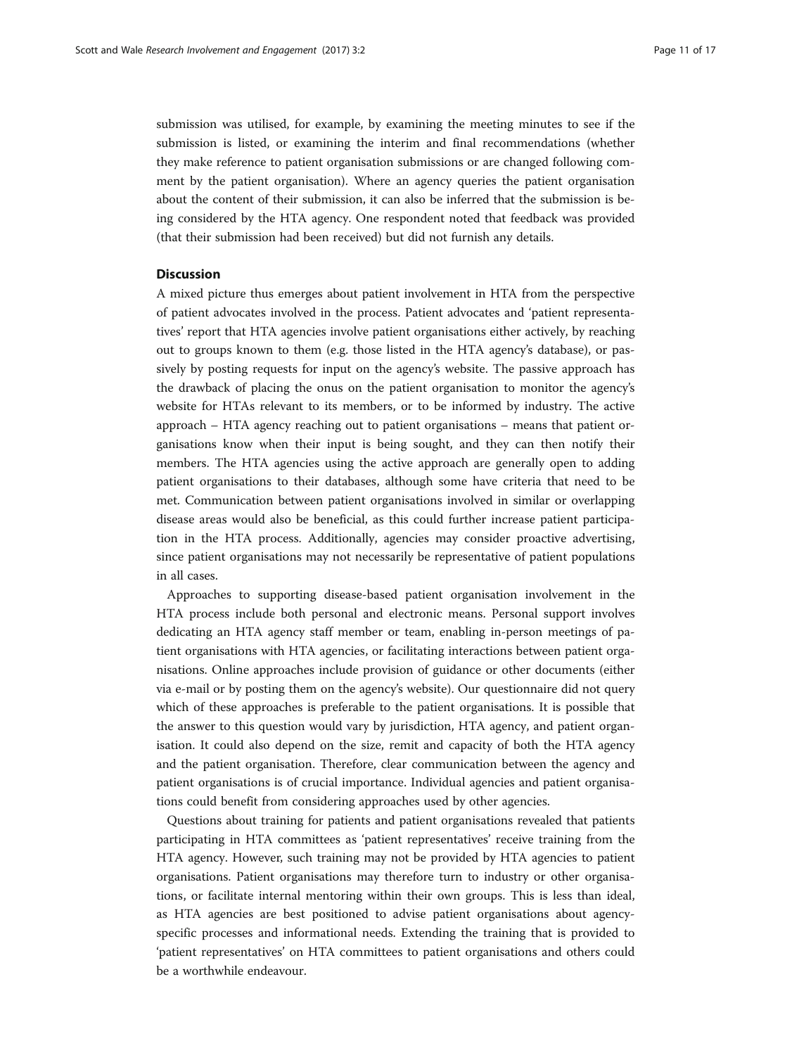submission was utilised, for example, by examining the meeting minutes to see if the submission is listed, or examining the interim and final recommendations (whether they make reference to patient organisation submissions or are changed following comment by the patient organisation). Where an agency queries the patient organisation about the content of their submission, it can also be inferred that the submission is being considered by the HTA agency. One respondent noted that feedback was provided (that their submission had been received) but did not furnish any details.

## Discussion

A mixed picture thus emerges about patient involvement in HTA from the perspective of patient advocates involved in the process. Patient advocates and 'patient representatives' report that HTA agencies involve patient organisations either actively, by reaching out to groups known to them (e.g. those listed in the HTA agency's database), or passively by posting requests for input on the agency's website. The passive approach has the drawback of placing the onus on the patient organisation to monitor the agency's website for HTAs relevant to its members, or to be informed by industry. The active approach – HTA agency reaching out to patient organisations – means that patient organisations know when their input is being sought, and they can then notify their members. The HTA agencies using the active approach are generally open to adding patient organisations to their databases, although some have criteria that need to be met. Communication between patient organisations involved in similar or overlapping disease areas would also be beneficial, as this could further increase patient participation in the HTA process. Additionally, agencies may consider proactive advertising, since patient organisations may not necessarily be representative of patient populations in all cases.

Approaches to supporting disease-based patient organisation involvement in the HTA process include both personal and electronic means. Personal support involves dedicating an HTA agency staff member or team, enabling in-person meetings of patient organisations with HTA agencies, or facilitating interactions between patient organisations. Online approaches include provision of guidance or other documents (either via e-mail or by posting them on the agency's website). Our questionnaire did not query which of these approaches is preferable to the patient organisations. It is possible that the answer to this question would vary by jurisdiction, HTA agency, and patient organisation. It could also depend on the size, remit and capacity of both the HTA agency and the patient organisation. Therefore, clear communication between the agency and patient organisations is of crucial importance. Individual agencies and patient organisations could benefit from considering approaches used by other agencies.

Questions about training for patients and patient organisations revealed that patients participating in HTA committees as 'patient representatives' receive training from the HTA agency. However, such training may not be provided by HTA agencies to patient organisations. Patient organisations may therefore turn to industry or other organisations, or facilitate internal mentoring within their own groups. This is less than ideal, as HTA agencies are best positioned to advise patient organisations about agency-specific processes and informational needs. Extending the training that is provided to 'patient representatives' on HTA committees to patient organisations and others could be a worthwhile endeavour.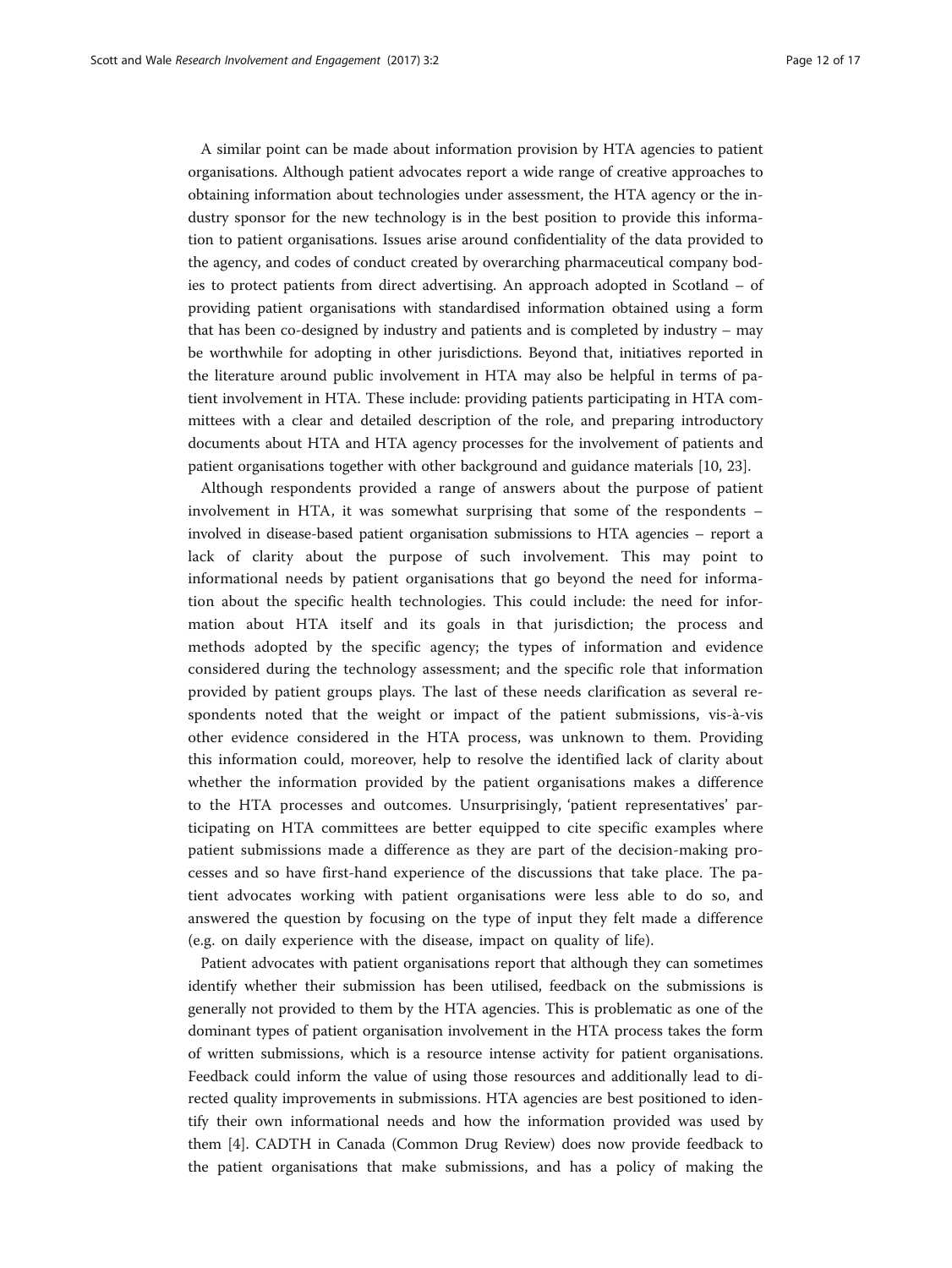A similar point can be made about information provision by HTA agencies to patient organisations. Although patient advocates report a wide range of creative approaches to obtaining information about technologies under assessment, the HTA agency or the industry sponsor for the new technology is in the best position to provide this information to patient organisations. Issues arise around confidentiality of the data provided to the agency, and codes of conduct created by overarching pharmaceutical company bodies to protect patients from direct advertising. An approach adopted in Scotland – of providing patient organisations with standardised information obtained using a form that has been co-designed by industry and patients and is completed by industry – may be worthwhile for adopting in other jurisdictions. Beyond that, initiatives reported in the literature around public involvement in HTA may also be helpful in terms of patient involvement in HTA. These include: providing patients participating in HTA committees with a clear and detailed description of the role, and preparing introductory documents about HTA and HTA agency processes for the involvement of patients and patient organisations together with other background and guidance materials [10, 23].

Although respondents provided a range of answers about the purpose of patient involvement in HTA, it was somewhat surprising that some of the respondents – involved in disease-based patient organisation submissions to HTA agencies – report a lack of clarity about the purpose of such involvement. This may point to informational needs by patient organisations that go beyond the need for information about the specific health technologies. This could include: the need for information about HTA itself and its goals in that jurisdiction; the process and methods adopted by the specific agency; the types of information and evidence considered during the technology assessment; and the specific role that information provided by patient groups plays. The last of these needs clarification as several respondents noted that the weight or impact of the patient submissions, vis-à-vis other evidence considered in the HTA process, was unknown to them. Providing this information could, moreover, help to resolve the identified lack of clarity about whether the information provided by the patient organisations makes a difference to the HTA processes and outcomes. Unsurprisingly, 'patient representatives' participating on HTA committees are better equipped to cite specific examples where patient submissions made a difference as they are part of the decision-making processes and so have first-hand experience of the discussions that take place. The patient advocates working with patient organisations were less able to do so, and answered the question by focusing on the type of input they felt made a difference (e.g. on daily experience with the disease, impact on quality of life).

Patient advocates with patient organisations report that although they can sometimes identify whether their submission has been utilised, feedback on the submissions is generally not provided to them by the HTA agencies. This is problematic as one of the dominant types of patient organisation involvement in the HTA process takes the form of written submissions, which is a resource intense activity for patient organisations. Feedback could inform the value of using those resources and additionally lead to directed quality improvements in submissions. HTA agencies are best positioned to identify their own informational needs and how the information provided was used by them [4]. CADTH in Canada (Common Drug Review) does now provide feedback to the patient organisations that make submissions, and has a policy of making the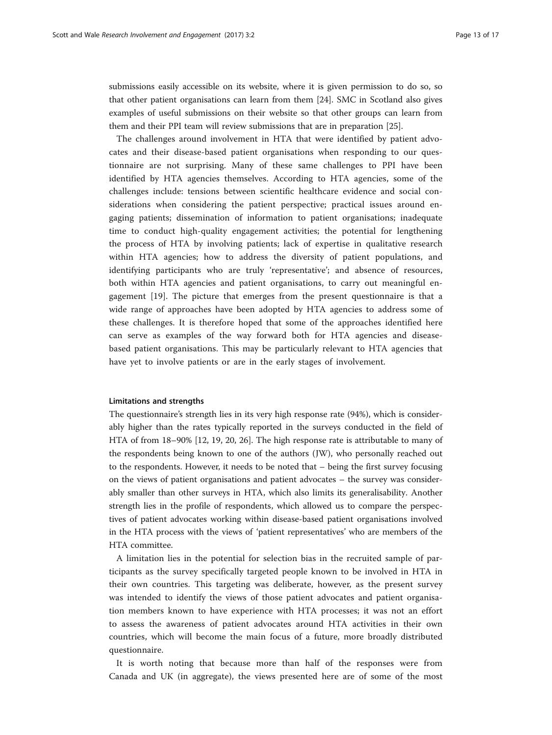submissions easily accessible on its website, where it is given permission to do so, so that other patient organisations can learn from them [24]. SMC in Scotland also gives examples of useful submissions on their website so that other groups can learn from them and their PPI team will review submissions that are in preparation [25].

The challenges around involvement in HTA that were identified by patient advocates and their disease-based patient organisations when responding to our questionnaire are not surprising. Many of these same challenges to PPI have been identified by HTA agencies themselves. According to HTA agencies, some of the challenges include: tensions between scientific healthcare evidence and social considerations when considering the patient perspective; practical issues around engaging patients; dissemination of information to patient organisations; inadequate time to conduct high-quality engagement activities; the potential for lengthening the process of HTA by involving patients; lack of expertise in qualitative research within HTA agencies; how to address the diversity of patient populations, and identifying participants who are truly 'representative'; and absence of resources, both within HTA agencies and patient organisations, to carry out meaningful engagement [19]. The picture that emerges from the present questionnaire is that a wide range of approaches have been adopted by HTA agencies to address some of these challenges. It is therefore hoped that some of the approaches identified here can serve as examples of the way forward both for HTA agencies and disease-based patient organisations. This may be particularly relevant to HTA agencies that have yet to involve patients or are in the early stages of involvement.

#### Limitations and strengths

The questionnaire's strength lies in its very high response rate (94%), which is considerably higher than the rates typically reported in the surveys conducted in the field of HTA of from 18–90% [12, 19, 20, 26]. The high response rate is attributable to many of the respondents being known to one of the authors (JW), who personally reached out to the respondents. However, it needs to be noted that – being the first survey focusing on the views of patient organisations and patient advocates – the survey was considerably smaller than other surveys in HTA, which also limits its generalisability. Another strength lies in the profile of respondents, which allowed us to compare the perspectives of patient advocates working within disease-based patient organisations involved in the HTA process with the views of 'patient representatives' who are members of the HTA committee.

A limitation lies in the potential for selection bias in the recruited sample of participants as the survey specifically targeted people known to be involved in HTA in their own countries. This targeting was deliberate, however, as the present survey was intended to identify the views of those patient advocates and patient organisation members known to have experience with HTA processes; it was not an effort to assess the awareness of patient advocates around HTA activities in their own countries, which will become the main focus of a future, more broadly distributed questionnaire.

It is worth noting that because more than half of the responses were from Canada and UK (in aggregate), the views presented here are of some of the most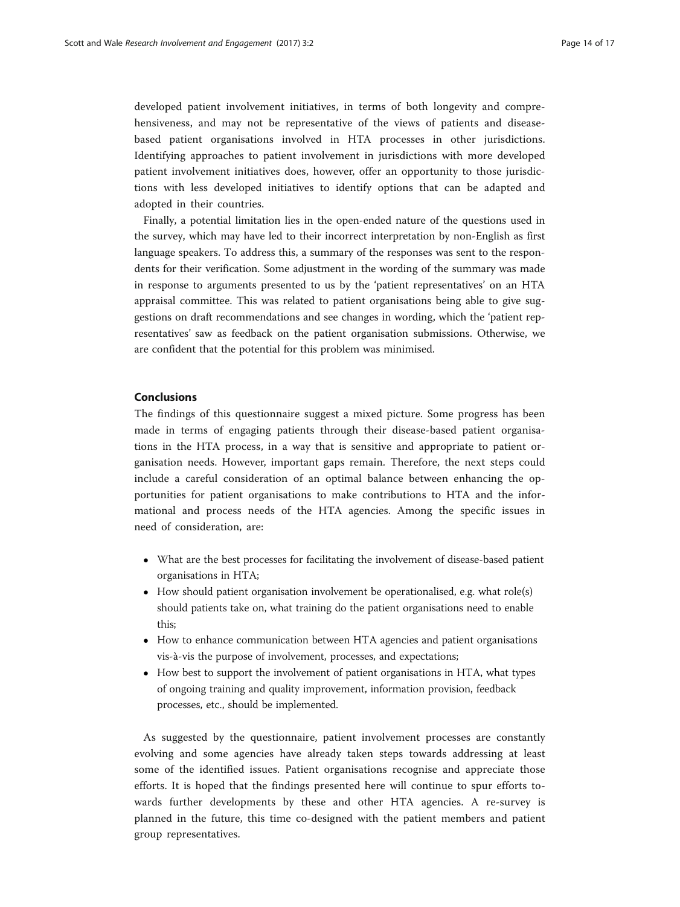developed patient involvement initiatives, in terms of both longevity and comprehensiveness, and may not be representative of the views of patients and disease-based patient organisations involved in HTA processes in other jurisdictions. Identifying approaches to patient involvement in jurisdictions with more developed patient involvement initiatives does, however, offer an opportunity to those jurisdictions with less developed initiatives to identify options that can be adapted and adopted in their countries.

Finally, a potential limitation lies in the open-ended nature of the questions used in the survey, which may have led to their incorrect interpretation by non-English as first language speakers. To address this, a summary of the responses was sent to the respondents for their verification. Some adjustment in the wording of the summary was made in response to arguments presented to us by the 'patient representatives' on an HTA appraisal committee. This was related to patient organisations being able to give suggestions on draft recommendations and see changes in wording, which the 'patient representatives' saw as feedback on the patient organisation submissions. Otherwise, we are confident that the potential for this problem was minimised.

## Conclusions

The findings of this questionnaire suggest a mixed picture. Some progress has been made in terms of engaging patients through their disease-based patient organisations in the HTA process, in a way that is sensitive and appropriate to patient organisation needs. However, important gaps remain. Therefore, the next steps could include a careful consideration of an optimal balance between enhancing the opportunities for patient organisations to make contributions to HTA and the informational and process needs of the HTA agencies. Among the specific issues in need of consideration, are:

- What are the best processes for facilitating the involvement of disease-based patient organisations in HTA;
- How should patient organisation involvement be operationalised, e.g. what role(s) should patients take on, what training do the patient organisations need to enable this;
- How to enhance communication between HTA agencies and patient organisations vis-à-vis the purpose of involvement, processes, and expectations;
- How best to support the involvement of patient organisations in HTA, what types of ongoing training and quality improvement, information provision, feedback processes, etc., should be implemented.

As suggested by the questionnaire, patient involvement processes are constantly evolving and some agencies have already taken steps towards addressing at least some of the identified issues. Patient organisations recognise and appreciate those efforts. It is hoped that the findings presented here will continue to spur efforts towards further developments by these and other HTA agencies. A re-survey is planned in the future, this time co-designed with the patient members and patient group representatives.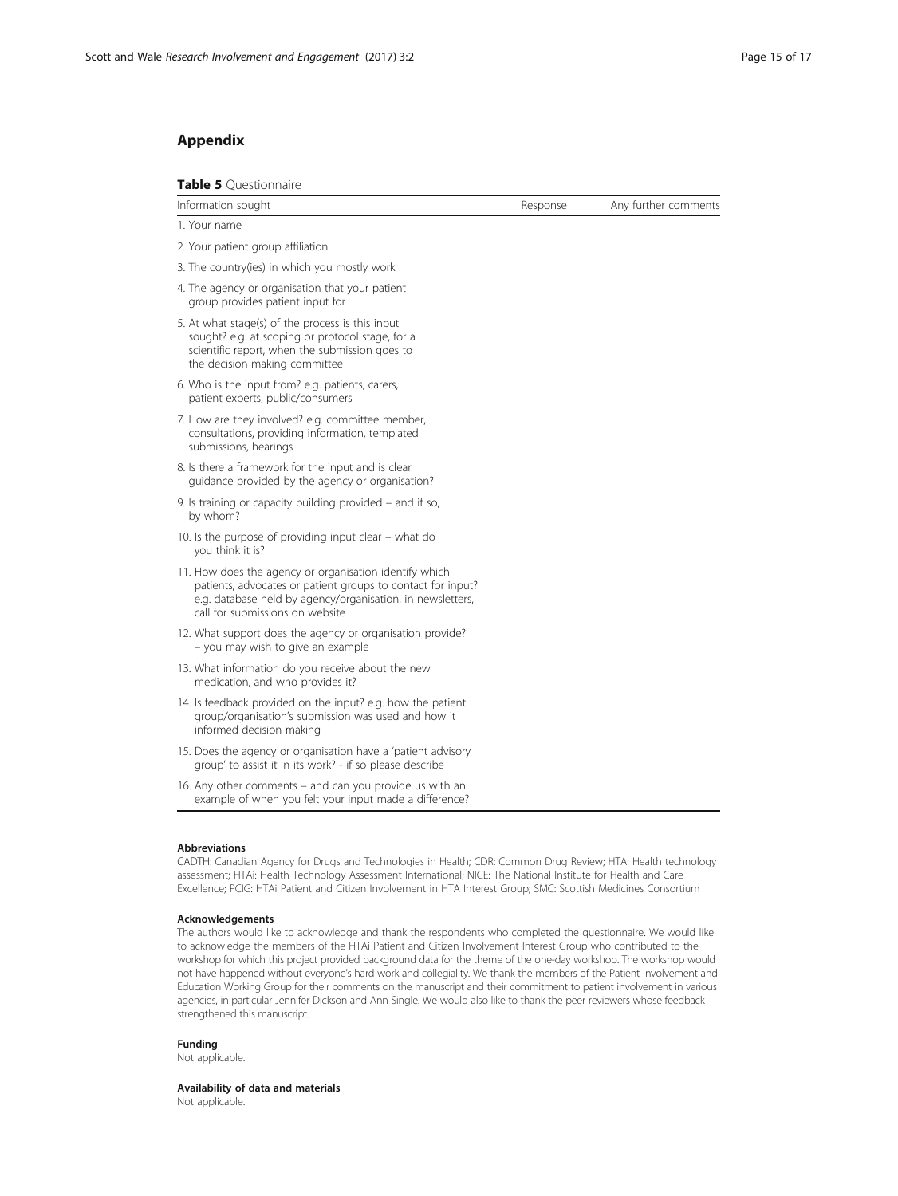## Appendix

**Table 5** Questionnaire

| Information sought | Response | Any further comments |
|---|---|---|
| 1. Your name | | |
| 2. Your patient group affiliation | | |
| 3. The country(ies) in which you mostly work | | |
| 4. The agency or organisation that your patient group provides patient input for | | |
| 5. At what stage(s) of the process is this input sought? e.g. at scoping or protocol stage, for a scientific report, when the submission goes to the decision making committee | | |
| 6. Who is the input from? e.g. patients, carers, patient experts, public/consumers | | |
| 7. How are they involved? e.g. committee member, consultations, providing information, templated submissions, hearings | | |
| 8. Is there a framework for the input and is clear guidance provided by the agency or organisation? | | |
| 9. Is training or capacity building provided – and if so, by whom? | | |
| 10. Is the purpose of providing input clear – what do you think it is? | | |
| 11. How does the agency or organisation identify which patients, advocates or patient groups to contact for input? e.g. database held by agency/organisation, in newsletters, call for submissions on website | | |
| 12. What support does the agency or organisation provide? – you may wish to give an example | | |
| 13. What information do you receive about the new medication, and who provides it? | | |
| 14. Is feedback provided on the input? e.g. how the patient group/organisation's submission was used and how it informed decision making | | |
| 15. Does the agency or organisation have a 'patient advisory group' to assist it in its work? - if so please describe | | |
| 16. Any other comments – and can you provide us with an example of when you felt your input made a difference? | | |

#### Abbreviations

CADTH: Canadian Agency for Drugs and Technologies in Health; CDR: Common Drug Review; HTA: Health technology assessment; HTAi: Health Technology Assessment International; NICE: The National Institute for Health and Care Excellence; PCIG: HTAi Patient and Citizen Involvement in HTA Interest Group; SMC: Scottish Medicines Consortium

#### Acknowledgements

The authors would like to acknowledge and thank the respondents who completed the questionnaire. We would like to acknowledge the members of the HTAi Patient and Citizen Involvement Interest Group who contributed to the workshop for which this project provided background data for the theme of the one-day workshop. The workshop would not have happened without everyone's hard work and collegiality. We thank the members of the Patient Involvement and Education Working Group for their comments on the manuscript and their commitment to patient involvement in various agencies, in particular Jennifer Dickson and Ann Single. We would also like to thank the peer reviewers whose feedback strengthened this manuscript.

#### Funding

Not applicable.

#### Availability of data and materials

Not applicable.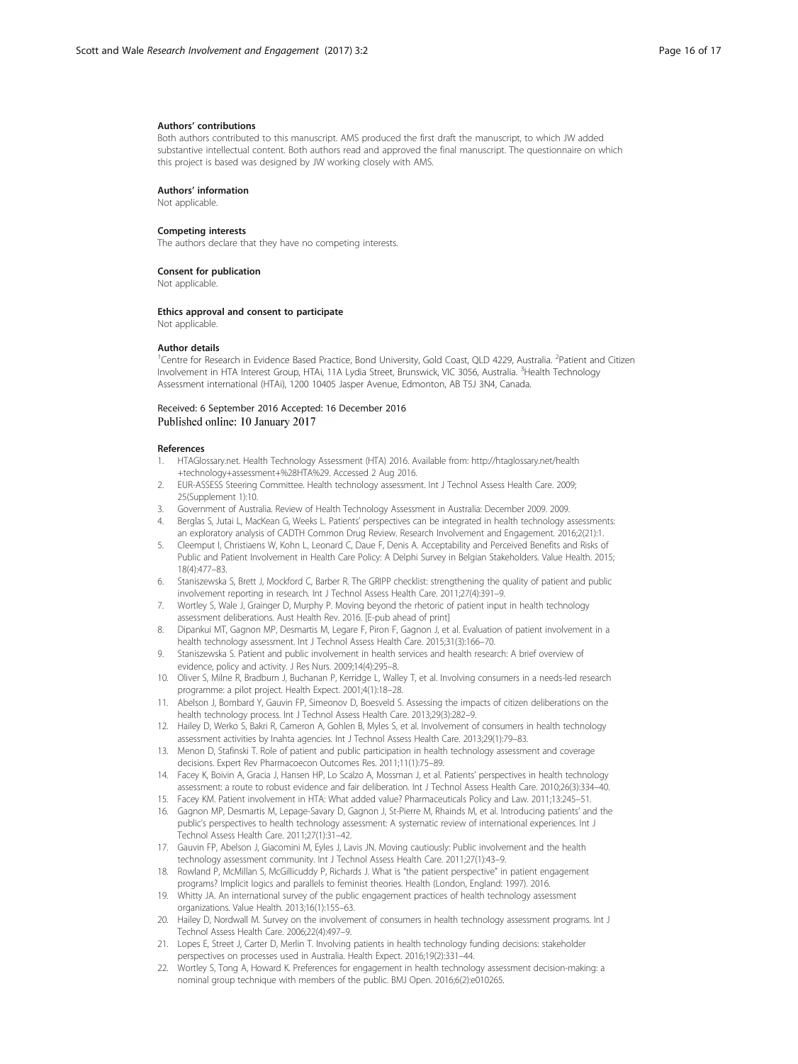#### Authors' contributions

Both authors contributed to this manuscript. AMS produced the first draft the manuscript, to which JW added substantive intellectual content. Both authors read and approved the final manuscript. The questionnaire on which this project is based was designed by JW working closely with AMS.

#### Authors' information

Not applicable.

#### Competing interests

The authors declare that they have no competing interests.

#### Consent for publication

Not applicable.

#### Ethics approval and consent to participate

Not applicable.

#### Author details

[1]Centre for Research in Evidence Based Practice, Bond University, Gold Coast, QLD 4229, Australia. [2]Patient and Citizen Involvement in HTA Interest Group, HTAi, 11A Lydia Street, Brunswick, VIC 3056, Australia. [3]Health Technology Assessment international (HTAi), 1200 10405 Jasper Avenue, Edmonton, AB T5J 3N4, Canada.

Received: 6 September 2016 Accepted: 16 December 2016
Published online: 10 January 2017

#### References

1. HTAGlossary.net. Health Technology Assessment (HTA) 2016. Available from: http://htaglossary.net/health+technology+assessment+%28HTA%29. Accessed 2 Aug 2016.
2. EUR-ASSESS Steering Committee. Health technology assessment. Int J Technol Assess Health Care. 2009; 25(Supplement 1):10.
3. Government of Australia. Review of Health Technology Assessment in Australia: December 2009. 2009.
4. Berglas S, Jutai L, MacKean G, Weeks L. Patients' perspectives can be integrated in health technology assessments: an exploratory analysis of CADTH Common Drug Review. Research Involvement and Engagement. 2016;2(21):1.
5. Cleemput I, Christiaens W, Kohn L, Leonard C, Daue F, Denis A. Acceptability and Perceived Benefits and Risks of Public and Patient Involvement in Health Care Policy: A Delphi Survey in Belgian Stakeholders. Value Health. 2015; 18(4):477–83.
6. Staniszewska S, Brett J, Mockford C, Barber R. The GRIPP checklist: strengthening the quality of patient and public involvement reporting in research. Int J Technol Assess Health Care. 2011;27(4):391–9.
7. Wortley S, Wale J, Grainger D, Murphy P. Moving beyond the rhetoric of patient input in health technology assessment deliberations. Aust Health Rev. 2016. [E-pub ahead of print]
8. Dipankui MT, Gagnon MP, Desmartis M, Legare F, Piron F, Gagnon J, et al. Evaluation of patient involvement in a health technology assessment. Int J Technol Assess Health Care. 2015;31(3):166–70.
9. Staniszewska S. Patient and public involvement in health services and health research: A brief overview of evidence, policy and activity. J Res Nurs. 2009;14(4):295–8.
10. Oliver S, Milne R, Bradburn J, Buchanan P, Kerridge L, Walley T, et al. Involving consumers in a needs-led research programme: a pilot project. Health Expect. 2001;4(1):18–28.
11. Abelson J, Bombard Y, Gauvin FP, Simeonov D, Boesveld S. Assessing the impacts of citizen deliberations on the health technology process. Int J Technol Assess Health Care. 2013;29(3):282–9.
12. Hailey D, Werko S, Bakri R, Cameron A, Gohlen B, Myles S, et al. Involvement of consumers in health technology assessment activities by Inahta agencies. Int J Technol Assess Health Care. 2013;29(1):79–83.
13. Menon D, Stafinski T. Role of patient and public participation in health technology assessment and coverage decisions. Expert Rev Pharmacoecon Outcomes Res. 2011;11(1):75–89.
14. Facey K, Boivin A, Gracia J, Hansen HP, Lo Scalzo A, Mossman J, et al. Patients' perspectives in health technology assessment: a route to robust evidence and fair deliberation. Int J Technol Assess Health Care. 2010;26(3):334–40.
15. Facey KM. Patient involvement in HTA: What added value? Pharmaceuticals Policy and Law. 2011;13:245–51.
16. Gagnon MP, Desmartis M, Lepage-Savary D, Gagnon J, St-Pierre M, Rhainds M, et al. Introducing patients' and the public's perspectives to health technology assessment: A systematic review of international experiences. Int J Technol Assess Health Care. 2011;27(1):31–42.
17. Gauvin FP, Abelson J, Giacomini M, Eyles J, Lavis JN. Moving cautiously: Public involvement and the health technology assessment community. Int J Technol Assess Health Care. 2011;27(1):43–9.
18. Rowland P, McMillan S, McGillicuddy P, Richards J. What is "the patient perspective" in patient engagement programs? Implicit logics and parallels to feminist theories. Health (London, England: 1997). 2016.
19. Whitty JA. An international survey of the public engagement practices of health technology assessment organizations. Value Health. 2013;16(1):155–63.
20. Hailey D, Nordwall M. Survey on the involvement of consumers in health technology assessment programs. Int J Technol Assess Health Care. 2006;22(4):497–9.
21. Lopes E, Street J, Carter D, Merlin T. Involving patients in health technology funding decisions: stakeholder perspectives on processes used in Australia. Health Expect. 2016;19(2):331–44.
22. Wortley S, Tong A, Howard K. Preferences for engagement in health technology assessment decision-making: a nominal group technique with members of the public. BMJ Open. 2016;6(2):e010265.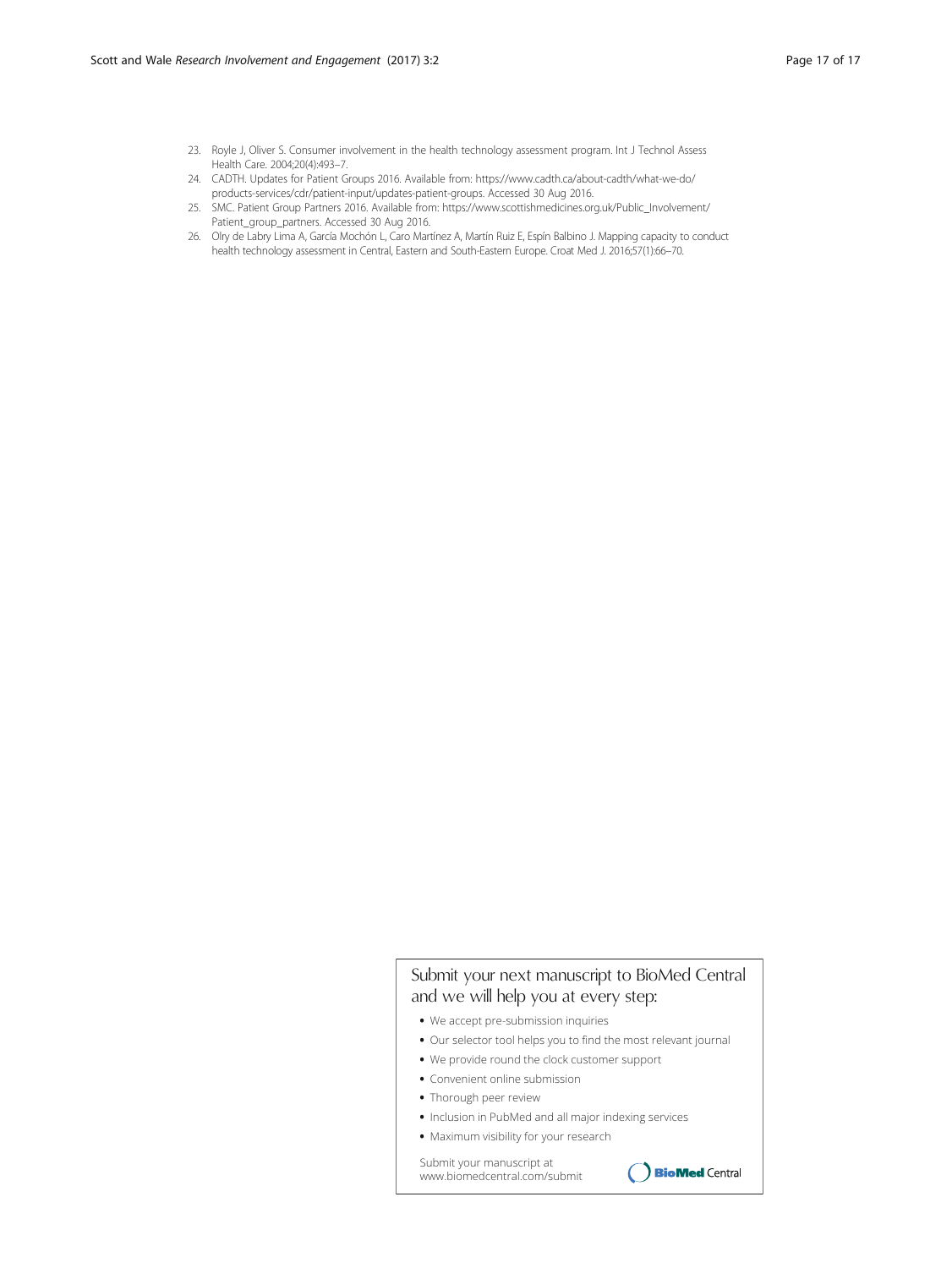23. Royle J, Oliver S. Consumer involvement in the health technology assessment program. Int J Technol Assess Health Care. 2004;20(4):493–7.
24. CADTH. Updates for Patient Groups 2016. Available from: https://www.cadth.ca/about-cadth/what-we-do/products-services/cdr/patient-input/updates-patient-groups. Accessed 30 Aug 2016.
25. SMC. Patient Group Partners 2016. Available from: https://www.scottishmedicines.org.uk/Public_Involvement/Patient_group_partners. Accessed 30 Aug 2016.
26. Olry de Labry Lima A, García Mochón L, Caro Martínez A, Martín Ruiz E, Espín Balbino J. Mapping capacity to conduct health technology assessment in Central, Eastern and South-Eastern Europe. Croat Med J. 2016;57(1):66–70.

Submit your next manuscript to BioMed Central and we will help you at every step:

- We accept pre-submission inquiries
- Our selector tool helps you to find the most relevant journal
- We provide round the clock customer support
- Convenient online submission
- Thorough peer review
- Inclusion in PubMed and all major indexing services
- Maximum visibility for your research

Submit your manuscript at www.biomedcentral.com/submit

BioMed Central